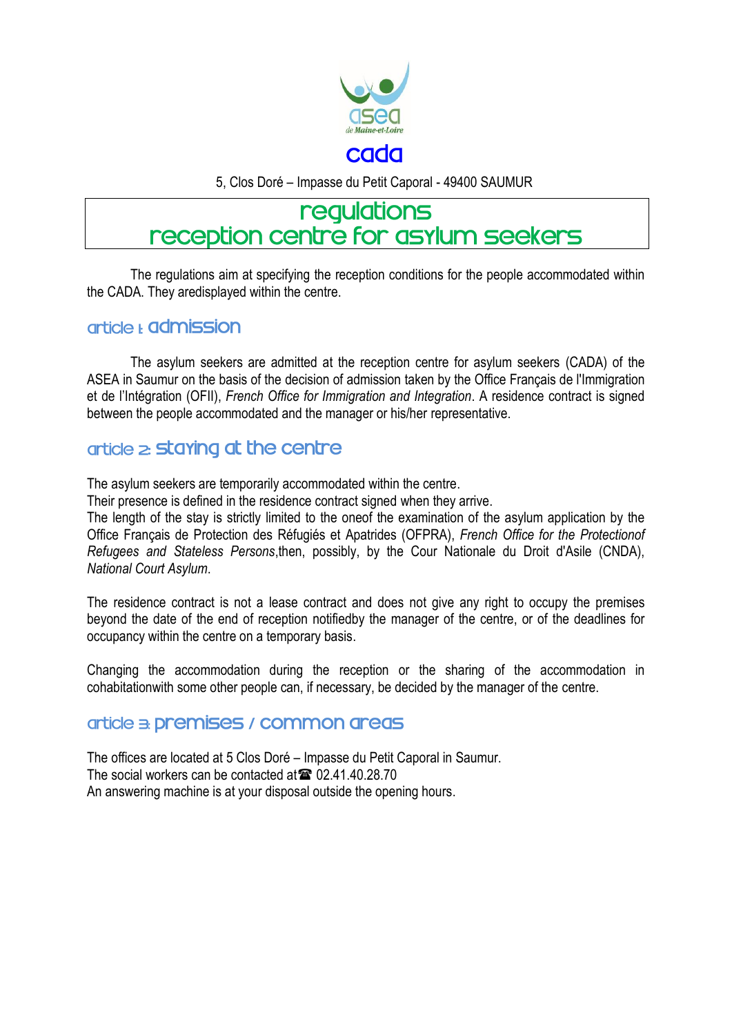asea
de Maine-et-Loire

cada

5, Clos Doré – Impasse du Petit Caporal - 49400 SAUMUR

# regulations
# reception centre for asylum seekers

The regulations aim at specifying the reception conditions for the people accommodated within the CADA. They aredisplayed within the centre.

## article 1: admission

The asylum seekers are admitted at the reception centre for asylum seekers (CADA) of the ASEA in Saumur on the basis of the decision of admission taken by the Office Français de l'Immigration et de l'Intégration (OFII), *French Office for Immigration and Integration*. A residence contract is signed between the people accommodated and the manager or his/her representative.

## article 2: staying at the centre

The asylum seekers are temporarily accommodated within the centre.
Their presence is defined in the residence contract signed when they arrive.
The length of the stay is strictly limited to the oneof the examination of the asylum application by the Office Français de Protection des Réfugiés et Apatrides (OFPRA), *French Office for the Protectionof Refugees and Stateless Persons*,then, possibly, by the Cour Nationale du Droit d'Asile (CNDA), *National Court Asylum*.

The residence contract is not a lease contract and does not give any right to occupy the premises beyond the date of the end of reception notifiedby the manager of the centre, or of the deadlines for occupancy within the centre on a temporary basis.

Changing the accommodation during the reception or the sharing of the accommodation in cohabitationwith some other people can, if necessary, be decided by the manager of the centre.

## article 3: premises / common areas

The offices are located at 5 Clos Doré – Impasse du Petit Caporal in Saumur.
The social workers can be contacted at☎ 02.41.40.28.70
An answering machine is at your disposal outside the opening hours.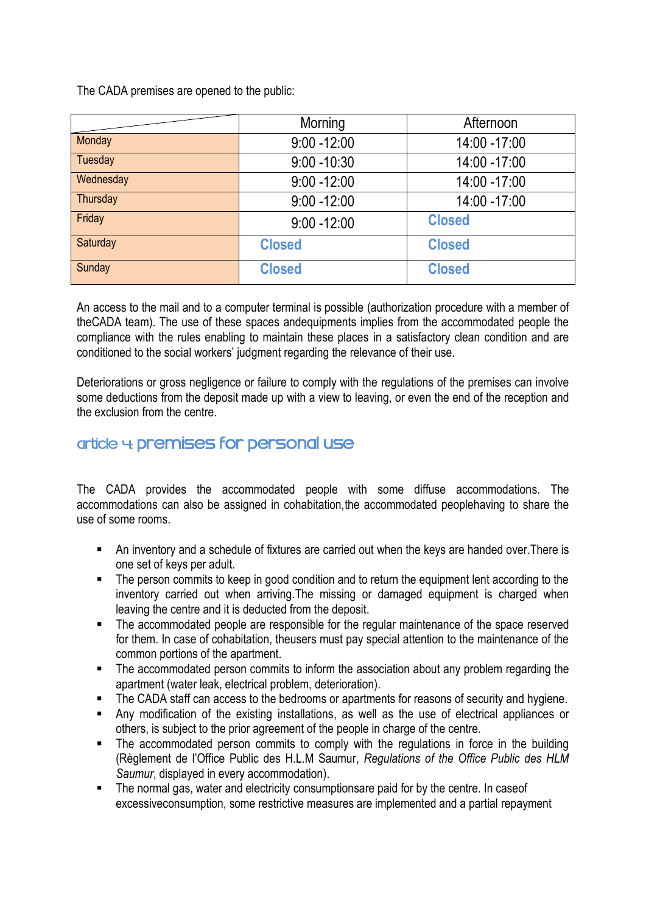The CADA premises are opened to the public:

| | Morning | Afternoon |
|---|---|---|
| Monday | 9:00 -12:00 | 14:00 -17:00 |
| Tuesday | 9:00 -10:30 | 14:00 -17:00 |
| Wednesday | 9:00 -12:00 | 14:00 -17:00 |
| Thursday | 9:00 -12:00 | 14:00 -17:00 |
| Friday | 9:00 -12:00 | Closed |
| Saturday | Closed | Closed |
| Sunday | Closed | Closed |

An access to the mail and to a computer terminal is possible (authorization procedure with a member of theCADA team). The use of these spaces andequipments implies from the accommodated people the compliance with the rules enabling to maintain these places in a satisfactory clean condition and are conditioned to the social workers' judgment regarding the relevance of their use.

Deteriorations or gross negligence or failure to comply with the regulations of the premises can involve some deductions from the deposit made up with a view to leaving, or even the end of the reception and the exclusion from the centre.

## article 4: premises for personal use

The CADA provides the accommodated people with some diffuse accommodations. The accommodations can also be assigned in cohabitation,the accommodated peoplehaving to share the use of some rooms.

- An inventory and a schedule of fixtures are carried out when the keys are handed over.There is one set of keys per adult.
- The person commits to keep in good condition and to return the equipment lent according to the inventory carried out when arriving.The missing or damaged equipment is charged when leaving the centre and it is deducted from the deposit.
- The accommodated people are responsible for the regular maintenance of the space reserved for them. In case of cohabitation, theusers must pay special attention to the maintenance of the common portions of the apartment.
- The accommodated person commits to inform the association about any problem regarding the apartment (water leak, electrical problem, deterioration).
- The CADA staff can access to the bedrooms or apartments for reasons of security and hygiene.
- Any modification of the existing installations, as well as the use of electrical appliances or others, is subject to the prior agreement of the people in charge of the centre.
- The accommodated person commits to comply with the regulations in force in the building (Règlement de l'Office Public des H.L.M Saumur, *Regulations of the Office Public des HLM Saumur*, displayed in every accommodation).
- The normal gas, water and electricity consumptionsare paid for by the centre. In caseof excessiveconsumption, some restrictive measures are implemented and a partial repayment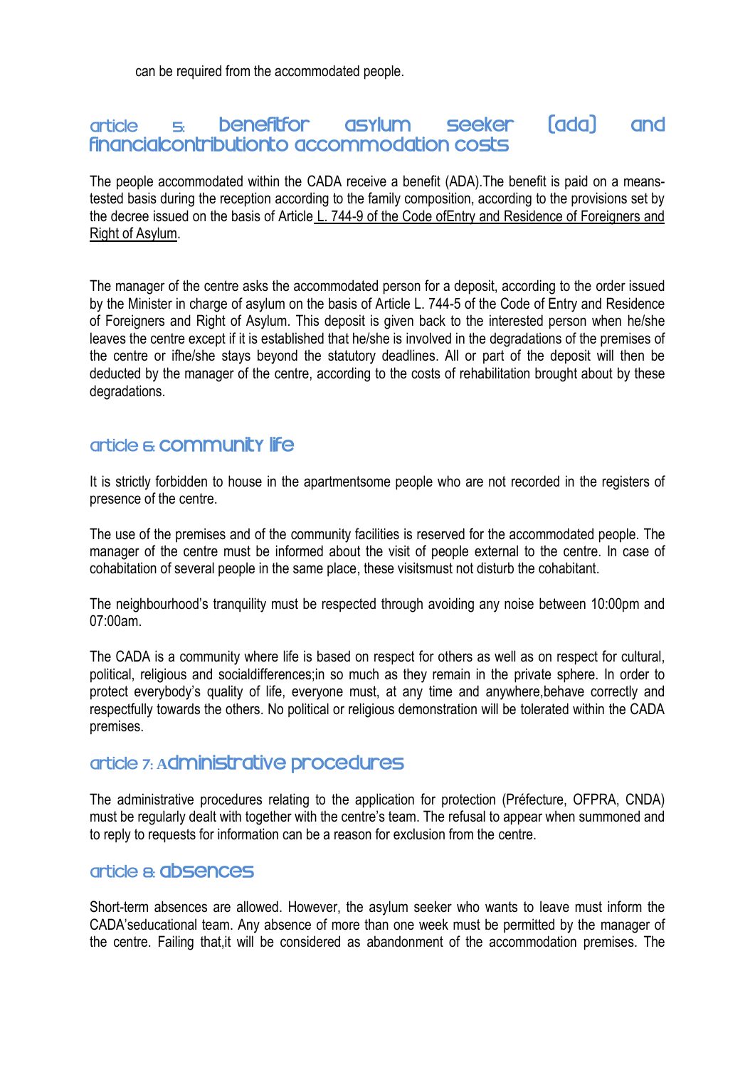can be required from the accommodated people.

## article 5: benefitfor asylum seeker (ada) and financialcontributionto accommodation costs

The people accommodated within the CADA receive a benefit (ADA).The benefit is paid on a means-tested basis during the reception according to the family composition, according to the provisions set by the decree issued on the basis of Article L. 744-9 of the Code ofEntry and Residence of Foreigners and Right of Asylum.

The manager of the centre asks the accommodated person for a deposit, according to the order issued by the Minister in charge of asylum on the basis of Article L. 744-5 of the Code of Entry and Residence of Foreigners and Right of Asylum. This deposit is given back to the interested person when he/she leaves the centre except if it is established that he/she is involved in the degradations of the premises of the centre or ifhe/she stays beyond the statutory deadlines. All or part of the deposit will then be deducted by the manager of the centre, according to the costs of rehabilitation brought about by these degradations.

## article 6: community life

It is strictly forbidden to house in the apartmentsome people who are not recorded in the registers of presence of the centre.

The use of the premises and of the community facilities is reserved for the accommodated people. The manager of the centre must be informed about the visit of people external to the centre. In case of cohabitation of several people in the same place, these visitsmust not disturb the cohabitant.

The neighbourhood's tranquility must be respected through avoiding any noise between 10:00pm and 07:00am.

The CADA is a community where life is based on respect for others as well as on respect for cultural, political, religious and socialdifferences;in so much as they remain in the private sphere. In order to protect everybody's quality of life, everyone must, at any time and anywhere,behave correctly and respectfully towards the others. No political or religious demonstration will be tolerated within the CADA premises.

## article 7: Administrative procedures

The administrative procedures relating to the application for protection (Préfecture, OFPRA, CNDA) must be regularly dealt with together with the centre's team. The refusal to appear when summoned and to reply to requests for information can be a reason for exclusion from the centre.

## article 8: absences

Short-term absences are allowed. However, the asylum seeker who wants to leave must inform the CADA'seducational team. Any absence of more than one week must be permitted by the manager of the centre. Failing that,it will be considered as abandonment of the accommodation premises. The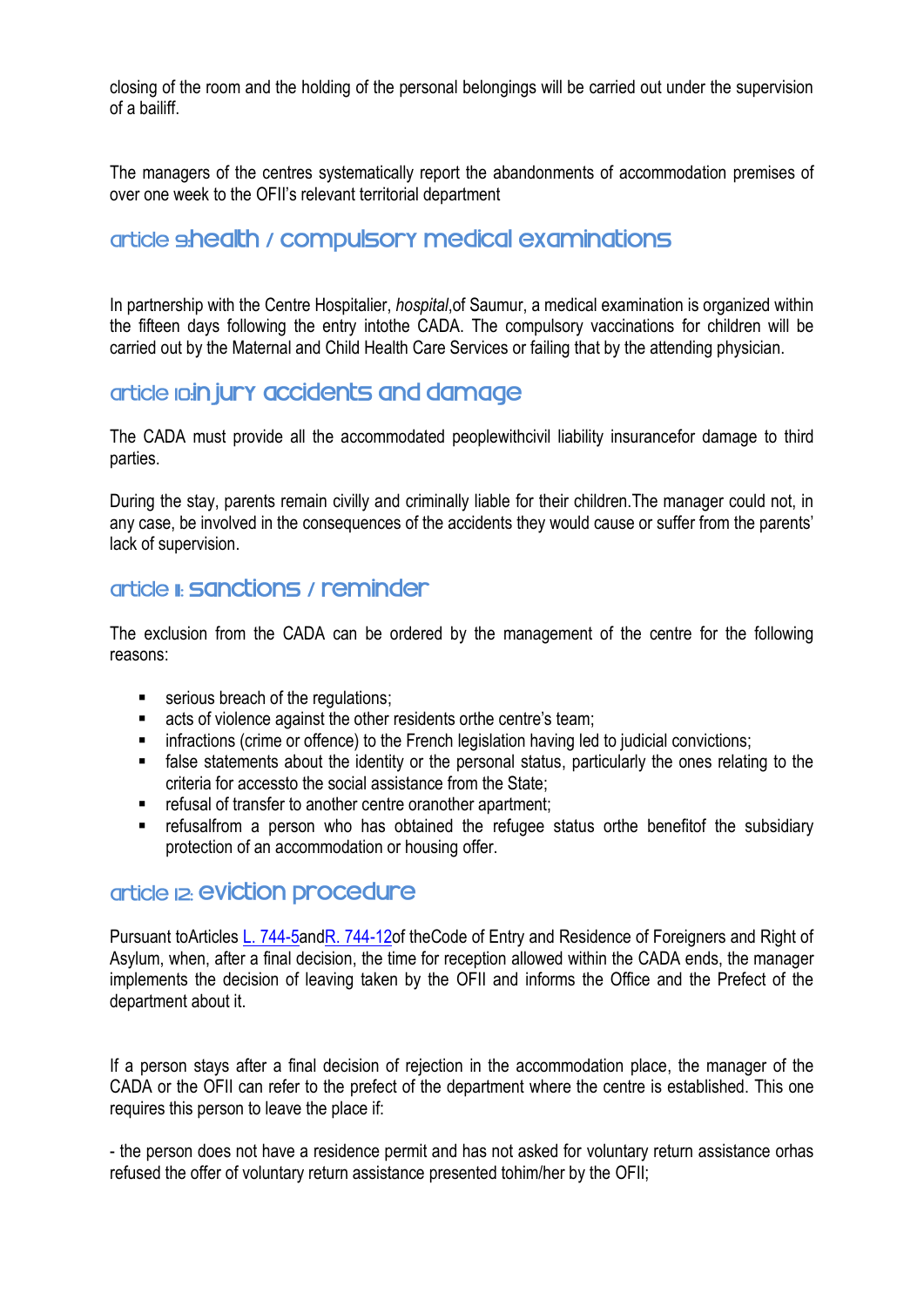closing of the room and the holding of the personal belongings will be carried out under the supervision of a bailiff.

The managers of the centres systematically report the abandonments of accommodation premises of over one week to the OFII's relevant territorial department

## article 9:health / compulsory medical examinations

In partnership with the Centre Hospitalier, *hospital*,of Saumur, a medical examination is organized within the fifteen days following the entry intothe CADA. The compulsory vaccinations for children will be carried out by the Maternal and Child Health Care Services or failing that by the attending physician.

## article 10:injury accidents and damage

The CADA must provide all the accommodated peoplewithcivil liability insurancefor damage to third parties.

During the stay, parents remain civilly and criminally liable for their children.The manager could not, in any case, be involved in the consequences of the accidents they would cause or suffer from the parents' lack of supervision.

## article 11: sanctions / reminder

The exclusion from the CADA can be ordered by the management of the centre for the following reasons:

- serious breach of the regulations;
- acts of violence against the other residents orthe centre's team;
- infractions (crime or offence) to the French legislation having led to judicial convictions;
- false statements about the identity or the personal status, particularly the ones relating to the criteria for accessto the social assistance from the State;
- refusal of transfer to another centre oranother apartment;
- refusalfrom a person who has obtained the refugee status orthe benefitof the subsidiary protection of an accommodation or housing offer.

## article 12: eviction procedure

Pursuant toArticles L. 744-5andR. 744-12of theCode of Entry and Residence of Foreigners and Right of Asylum, when, after a final decision, the time for reception allowed within the CADA ends, the manager implements the decision of leaving taken by the OFII and informs the Office and the Prefect of the department about it.

If a person stays after a final decision of rejection in the accommodation place, the manager of the CADA or the OFII can refer to the prefect of the department where the centre is established. This one requires this person to leave the place if:

- the person does not have a residence permit and has not asked for voluntary return assistance orhas refused the offer of voluntary return assistance presented tohim/her by the OFII;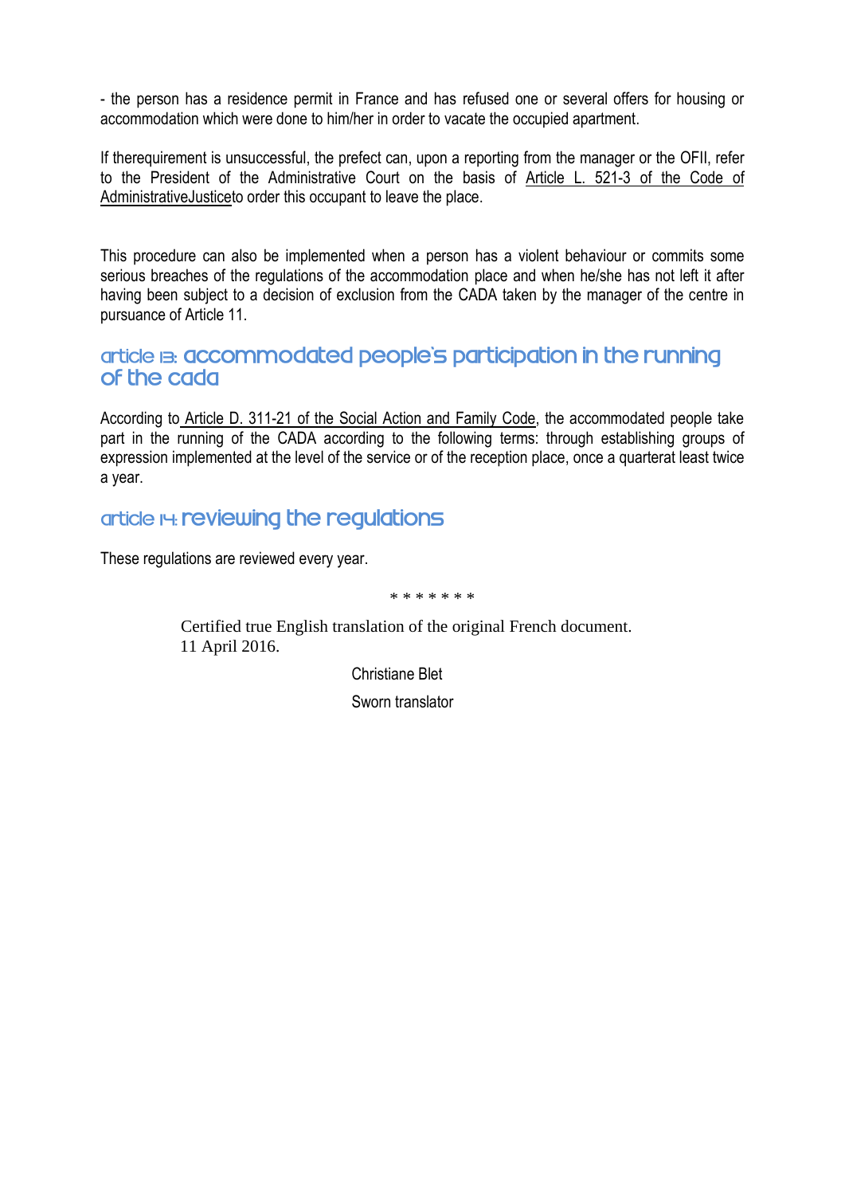- the person has a residence permit in France and has refused one or several offers for housing or accommodation which were done to him/her in order to vacate the occupied apartment.

If therequirement is unsuccessful, the prefect can, upon a reporting from the manager or the OFII, refer to the President of the Administrative Court on the basis of Article L. 521-3 of the Code of AdministrativeJusticeto order this occupant to leave the place.

This procedure can also be implemented when a person has a violent behaviour or commits some serious breaches of the regulations of the accommodation place and when he/she has not left it after having been subject to a decision of exclusion from the CADA taken by the manager of the centre in pursuance of Article 11.

## article 13: accommodated people's participation in the running of the cada

According to Article D. 311-21 of the Social Action and Family Code, the accommodated people take part in the running of the CADA according to the following terms: through establishing groups of expression implemented at the level of the service or of the reception place, once a quarterat least twice a year.

## article 14: reviewing the regulations

These regulations are reviewed every year.

* * * * * * *

Certified true English translation of the original French document.
11 April 2016.

Christiane Blet

Sworn translator